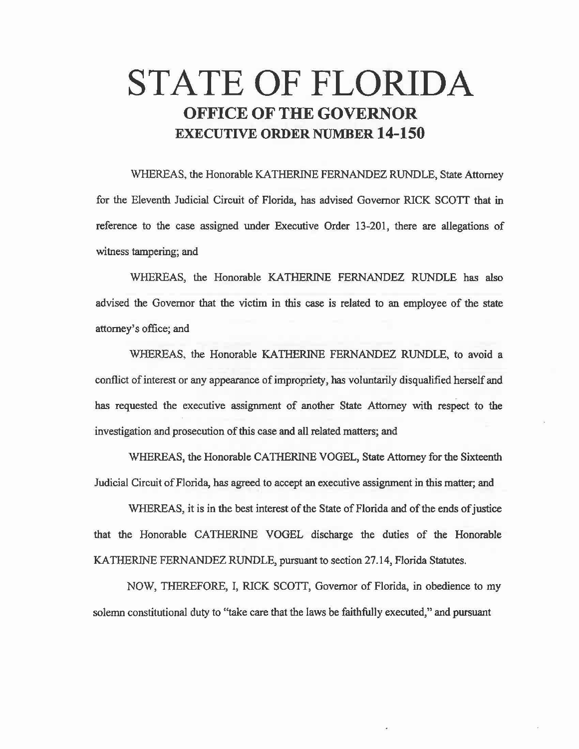# STATE OF FLORIDA

## OFFICE OF THE GOVERNOR

### EXECUTIVE ORDER NUMBER 14-150

WHEREAS, the Honorable KATHERINE FERNANDEZ RUNDLE, State Attorney for the Eleventh Judicial Circuit of Florida, has advised Governor RICK SCOTT that in reference to the case assigned under Executive Order 13-201, there are allegations of witness tampering; and

WHEREAS, the Honorable KATHERINE FERNANDEZ RUNDLE has also advised the Governor that the victim in this case is related to an employee of the state attorney's office; and

WHEREAS, the Honorable KATHERINE FERNANDEZ RUNDLE, to avoid a conflict of interest or any appearance of impropriety, has voluntarily disqualified herself and has requested the executive assignment of another State Attorney with respect to the investigation and prosecution of this case and all related matters; and

WHEREAS, the Honorable CATHERINE VOGEL, State Attorney for the Sixteenth Judicial Circuit of Florida, has agreed to accept an executive assignment in this matter; and

WHEREAS, it is in the best interest of the State of Florida and of the ends of justice that the Honorable CATHERINE VOGEL discharge the duties of the Honorable KATHERINE FERNANDEZ RUNDLE, pursuant to section 27.14, Florida Statutes.

NOW, THEREFORE, I, RICK SCOTT, Governor of Florida, in obedience to my solemn constitutional duty to "take care that the laws be faithfully executed," and pursuant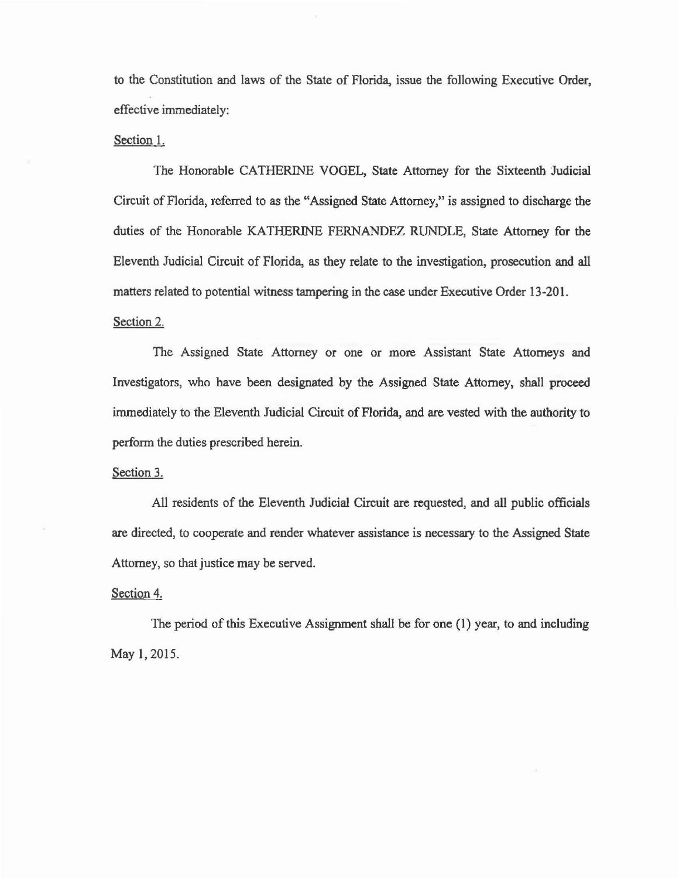to the Constitution and laws of the State of Florida, issue the following Executive Order, effective immediately:

Section 1.

The Honorable CATHERINE VOGEL, State Attorney for the Sixteenth Judicial Circuit of Florida, referred to as the "Assigned State Attorney," is assigned to discharge the duties of the Honorable KATHERINE FERNANDEZ RUNDLE, State Attorney for the Eleventh Judicial Circuit of Florida, as they relate to the investigation, prosecution and all matters related to potential witness tampering in the case under Executive Order 13-201.

Section 2.

The Assigned State Attorney or one or more Assistant State Attorneys and Investigators, who have been designated by the Assigned State Attorney, shall proceed immediately to the Eleventh Judicial Circuit of Florida, and are vested with the authority to perform the duties prescribed herein.

Section 3.

All residents of the Eleventh Judicial Circuit are requested, and all public officials are directed, to cooperate and render whatever assistance is necessary to the Assigned State Attorney, so that justice may be served.

Section 4.

The period of this Executive Assignment shall be for one (1) year, to and including May 1, 2015.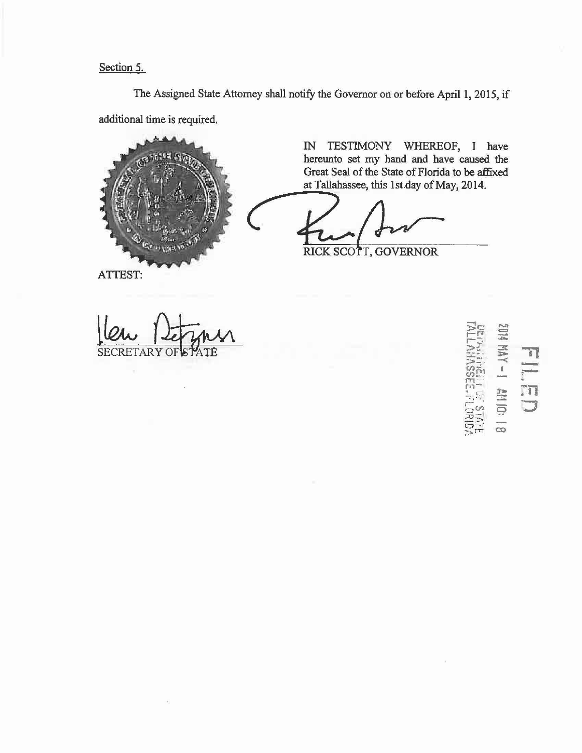Section 5.

The Assigned State Attorney shall notify the Governor on or before April 1, 2015, if additional time is required.

IN TESTIMONY WHEREOF, I have hereunto set my hand and have caused the Great Seal of the State of Florida to be affixed at Tallahassee, this 1st day of May, 2014.

RICK SCOTT, GOVERNOR

ATTEST:

SECRETARY OF STATE

FILED

2014 MAY -1 AM 10: 18

DEPARTMENT OF STATE
TALLAHASSEE, FLORIDA